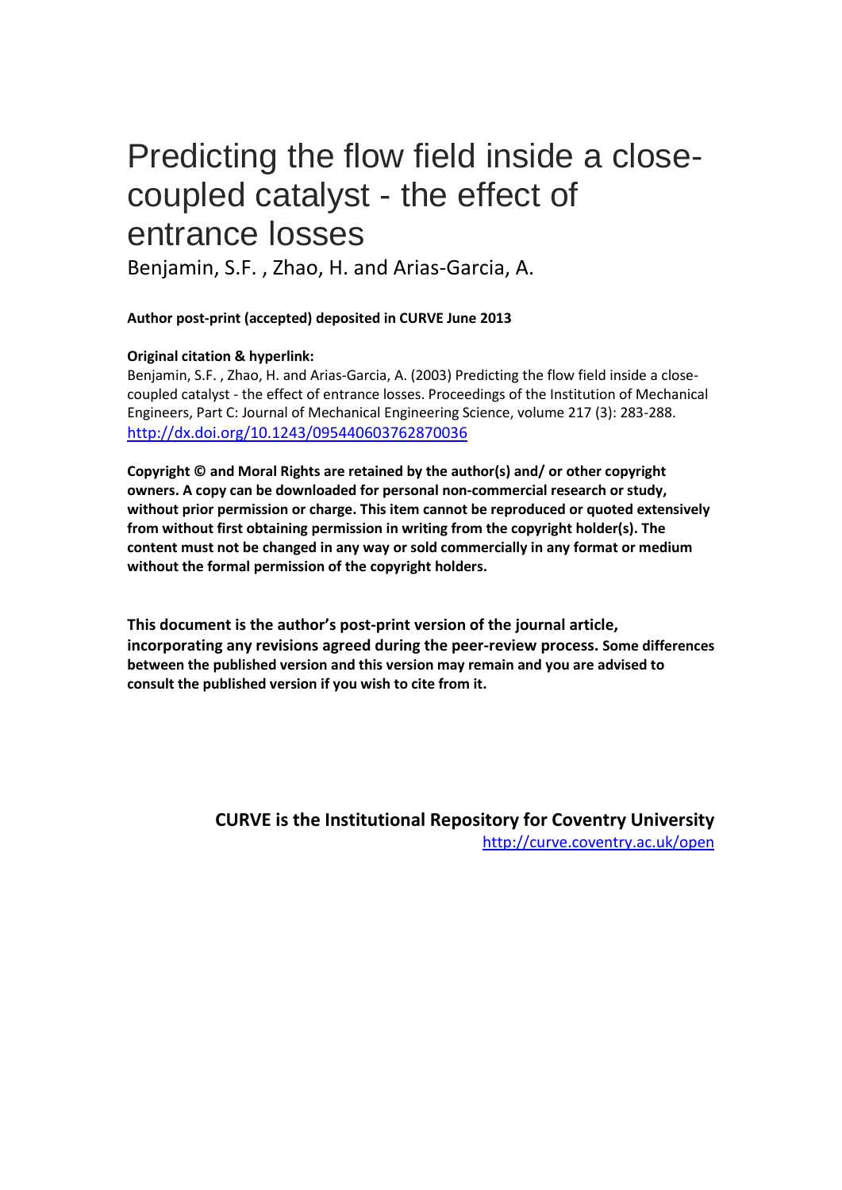# Predicting the flow field inside a close-coupled catalyst - the effect of entrance losses

Benjamin, S.F. , Zhao, H. and Arias-Garcia, A.

**Author post-print (accepted) deposited in CURVE June 2013**

**Original citation & hyperlink:**

Benjamin, S.F. , Zhao, H. and Arias-Garcia, A. (2003) Predicting the flow field inside a close-coupled catalyst - the effect of entrance losses. Proceedings of the Institution of Mechanical Engineers, Part C: Journal of Mechanical Engineering Science, volume 217 (3): 283-288.

http://dx.doi.org/10.1243/095440603762870036

**Copyright © and Moral Rights are retained by the author(s) and/ or other copyright owners. A copy can be downloaded for personal non-commercial research or study, without prior permission or charge. This item cannot be reproduced or quoted extensively from without first obtaining permission in writing from the copyright holder(s). The content must not be changed in any way or sold commercially in any format or medium without the formal permission of the copyright holders.**

**This document is the author's post-print version of the journal article, incorporating any revisions agreed during the peer-review process. Some differences between the published version and this version may remain and you are advised to consult the published version if you wish to cite from it.**

**CURVE is the Institutional Repository for Coventry University**

http://curve.coventry.ac.uk/open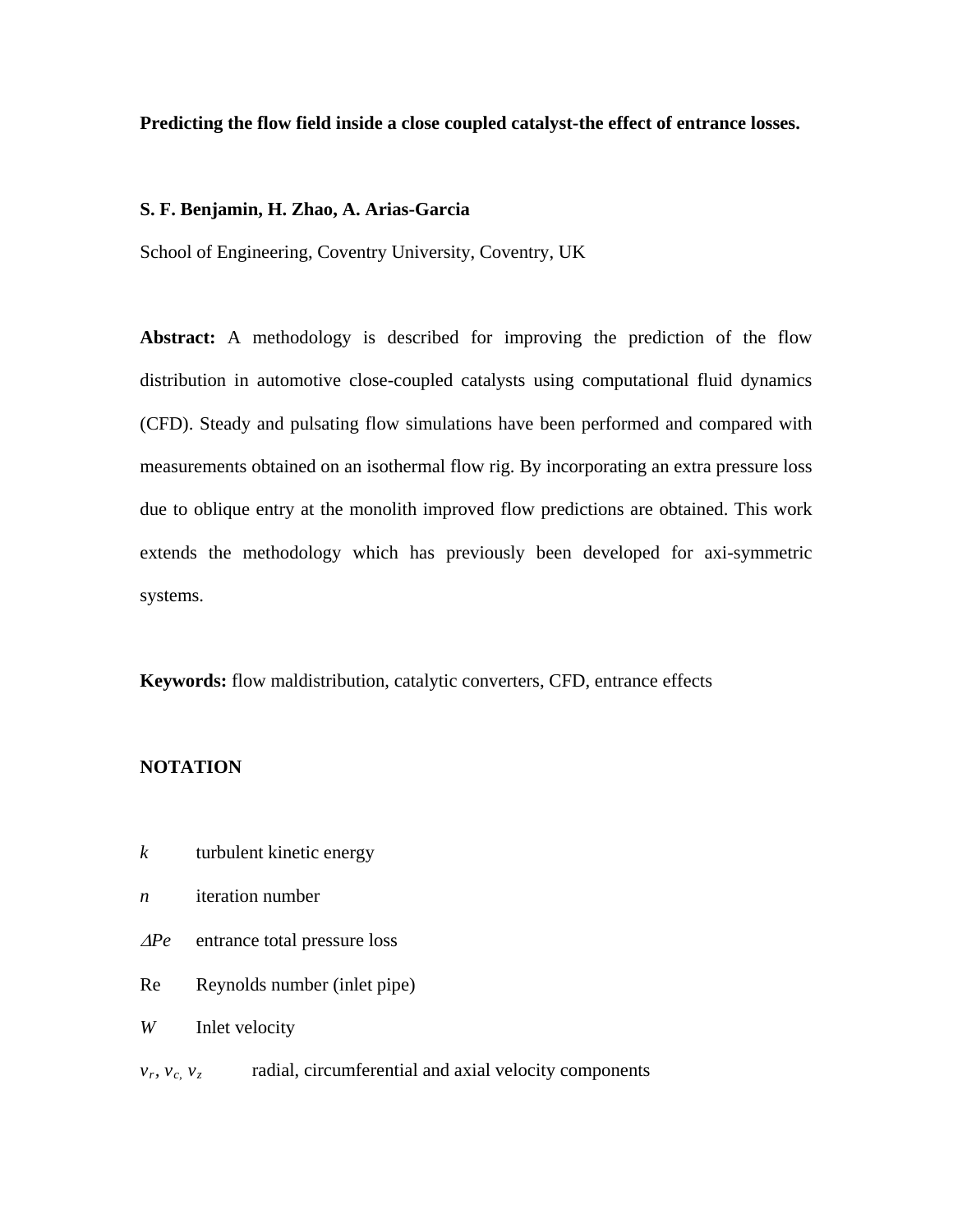**Predicting the flow field inside a close coupled catalyst-the effect of entrance losses.**

**S. F. Benjamin, H. Zhao, A. Arias-Garcia**

School of Engineering, Coventry University, Coventry, UK

**Abstract:** A methodology is described for improving the prediction of the flow distribution in automotive close-coupled catalysts using computational fluid dynamics (CFD). Steady and pulsating flow simulations have been performed and compared with measurements obtained on an isothermal flow rig. By incorporating an extra pressure loss due to oblique entry at the monolith improved flow predictions are obtained. This work extends the methodology which has previously been developed for axi-symmetric systems.

**Keywords:** flow maldistribution, catalytic converters, CFD, entrance effects

**NOTATION**

| | |
|---|---|
| $k$ | turbulent kinetic energy |
| $n$ | iteration number |
| $\Delta Pe$ | entrance total pressure loss |
| Re | Reynolds number (inlet pipe) |
| $W$ | Inlet velocity |
| $v_r$, $v_c$, $v_z$ | radial, circumferential and axial velocity components |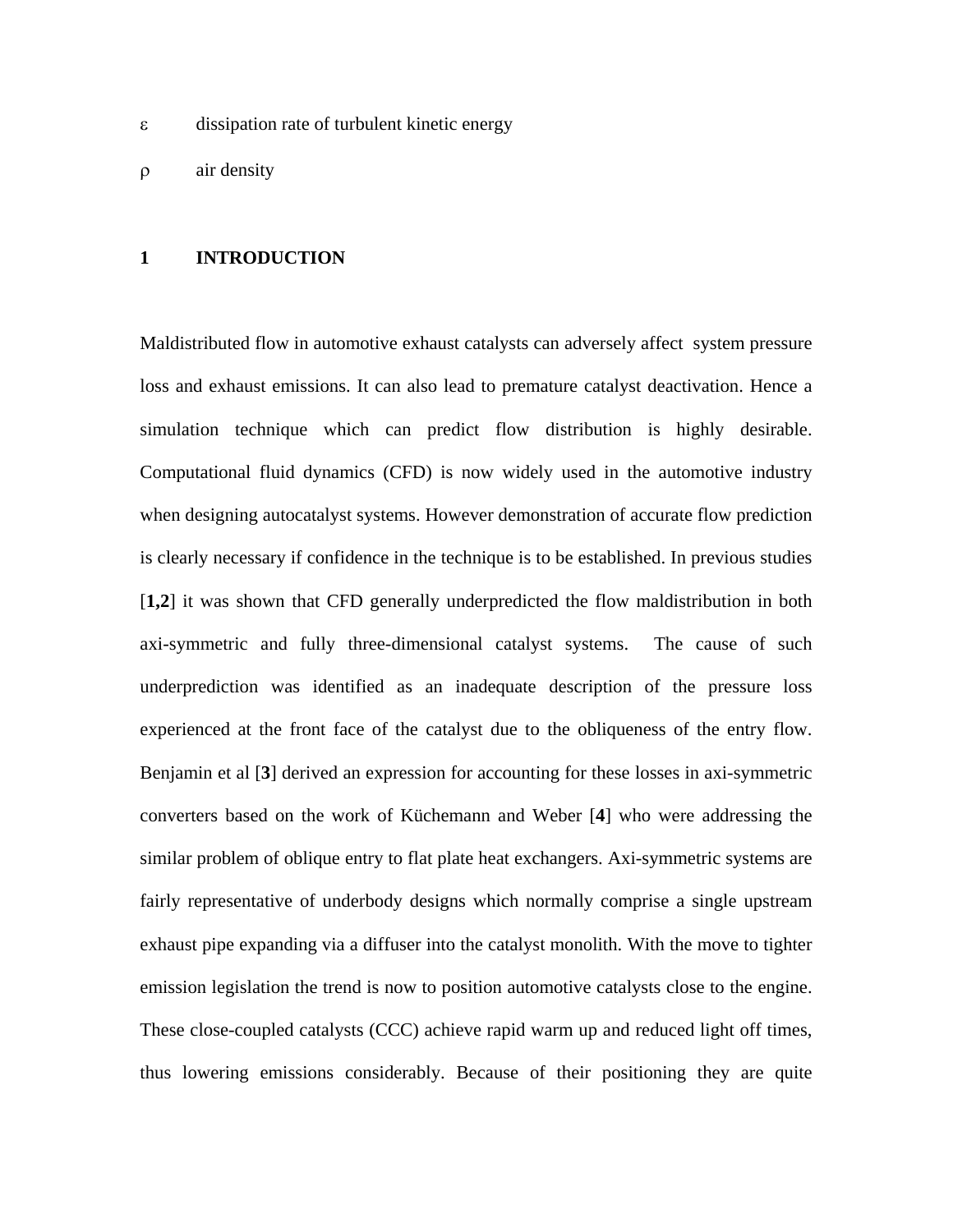$\varepsilon$ dissipation rate of turbulent kinetic energy

$\rho$ air density

## 1 INTRODUCTION

Maldistributed flow in automotive exhaust catalysts can adversely affect system pressure loss and exhaust emissions. It can also lead to premature catalyst deactivation. Hence a simulation technique which can predict flow distribution is highly desirable. Computational fluid dynamics (CFD) is now widely used in the automotive industry when designing autocatalyst systems. However demonstration of accurate flow prediction is clearly necessary if confidence in the technique is to be established. In previous studies [**1,2**] it was shown that CFD generally underpredicted the flow maldistribution in both axi-symmetric and fully three-dimensional catalyst systems. The cause of such underprediction was identified as an inadequate description of the pressure loss experienced at the front face of the catalyst due to the obliqueness of the entry flow. Benjamin et al [**3**] derived an expression for accounting for these losses in axi-symmetric converters based on the work of Küchemann and Weber [**4**] who were addressing the similar problem of oblique entry to flat plate heat exchangers. Axi-symmetric systems are fairly representative of underbody designs which normally comprise a single upstream exhaust pipe expanding via a diffuser into the catalyst monolith. With the move to tighter emission legislation the trend is now to position automotive catalysts close to the engine. These close-coupled catalysts (CCC) achieve rapid warm up and reduced light off times, thus lowering emissions considerably. Because of their positioning they are quite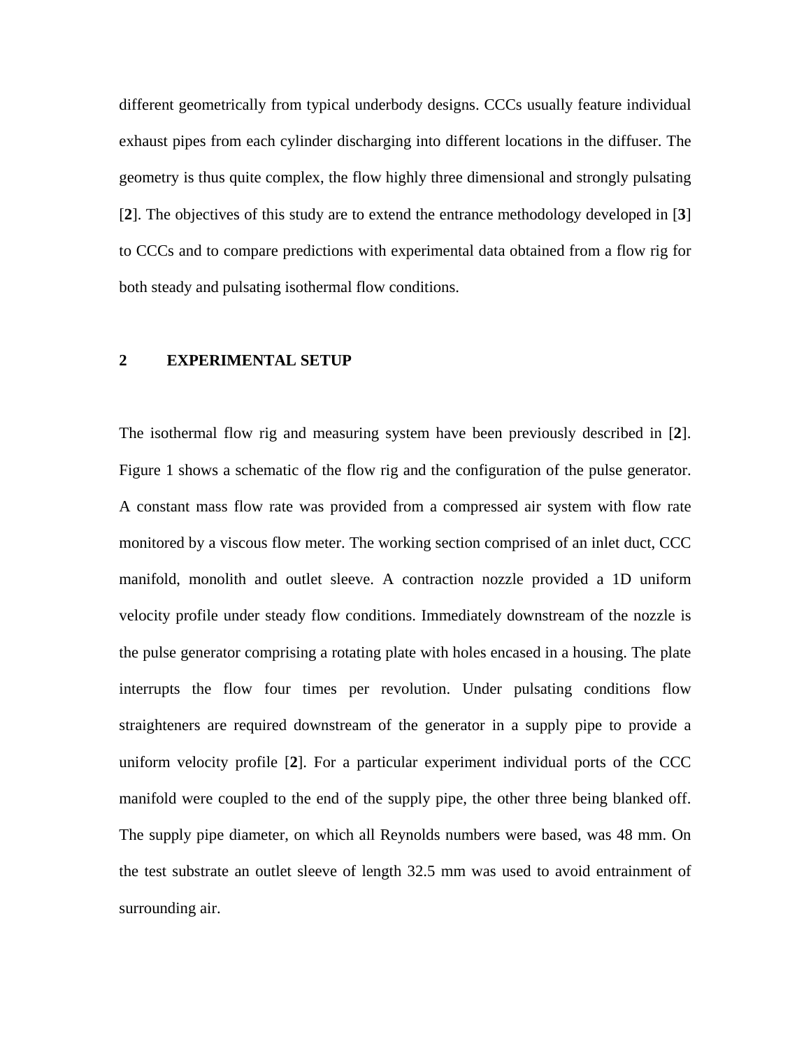different geometrically from typical underbody designs. CCCs usually feature individual exhaust pipes from each cylinder discharging into different locations in the diffuser. The geometry is thus quite complex, the flow highly three dimensional and strongly pulsating [**2**]. The objectives of this study are to extend the entrance methodology developed in [**3**] to CCCs and to compare predictions with experimental data obtained from a flow rig for both steady and pulsating isothermal flow conditions.

## 2 EXPERIMENTAL SETUP

The isothermal flow rig and measuring system have been previously described in [**2**]. Figure 1 shows a schematic of the flow rig and the configuration of the pulse generator. A constant mass flow rate was provided from a compressed air system with flow rate monitored by a viscous flow meter. The working section comprised of an inlet duct, CCC manifold, monolith and outlet sleeve. A contraction nozzle provided a 1D uniform velocity profile under steady flow conditions. Immediately downstream of the nozzle is the pulse generator comprising a rotating plate with holes encased in a housing. The plate interrupts the flow four times per revolution. Under pulsating conditions flow straighteners are required downstream of the generator in a supply pipe to provide a uniform velocity profile [**2**]. For a particular experiment individual ports of the CCC manifold were coupled to the end of the supply pipe, the other three being blanked off. The supply pipe diameter, on which all Reynolds numbers were based, was 48 mm. On the test substrate an outlet sleeve of length 32.5 mm was used to avoid entrainment of surrounding air.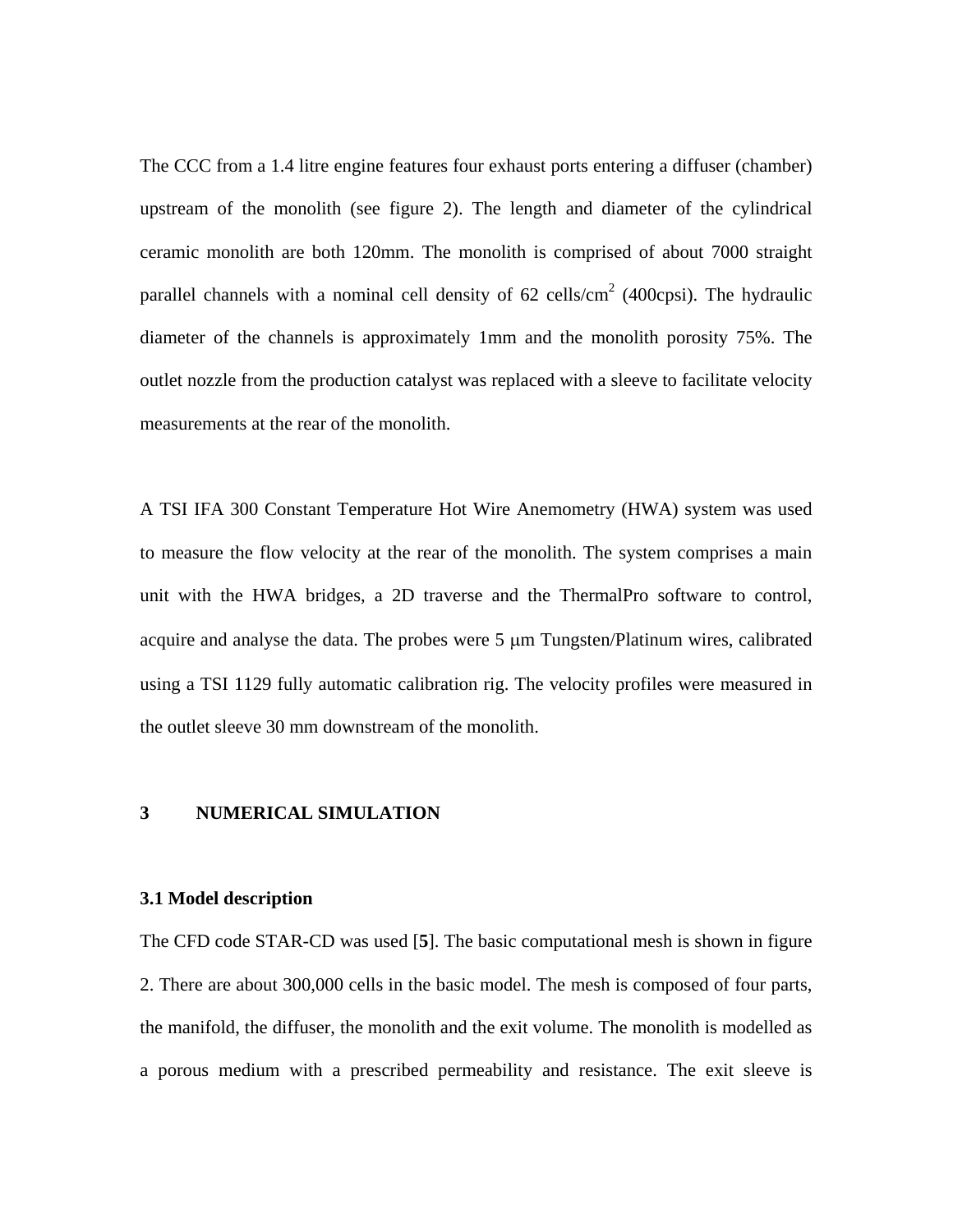The CCC from a 1.4 litre engine features four exhaust ports entering a diffuser (chamber) upstream of the monolith (see figure 2). The length and diameter of the cylindrical ceramic monolith are both 120mm. The monolith is comprised of about 7000 straight parallel channels with a nominal cell density of 62 cells/cm$^2$ (400cpsi). The hydraulic diameter of the channels is approximately 1mm and the monolith porosity 75%. The outlet nozzle from the production catalyst was replaced with a sleeve to facilitate velocity measurements at the rear of the monolith.

A TSI IFA 300 Constant Temperature Hot Wire Anemometry (HWA) system was used to measure the flow velocity at the rear of the monolith. The system comprises a main unit with the HWA bridges, a 2D traverse and the ThermalPro software to control, acquire and analyse the data. The probes were 5 $\mu$m Tungsten/Platinum wires, calibrated using a TSI 1129 fully automatic calibration rig. The velocity profiles were measured in the outlet sleeve 30 mm downstream of the monolith.

## 3 NUMERICAL SIMULATION

### 3.1 Model description

The CFD code STAR-CD was used [**5**]. The basic computational mesh is shown in figure 2. There are about 300,000 cells in the basic model. The mesh is composed of four parts, the manifold, the diffuser, the monolith and the exit volume. The monolith is modelled as a porous medium with a prescribed permeability and resistance. The exit sleeve is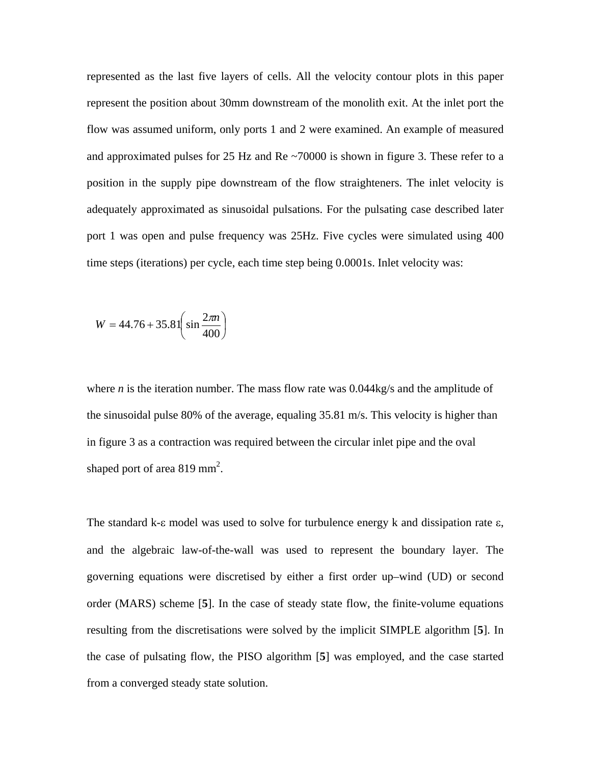represented as the last five layers of cells. All the velocity contour plots in this paper represent the position about 30mm downstream of the monolith exit. At the inlet port the flow was assumed uniform, only ports 1 and 2 were examined. An example of measured and approximated pulses for 25 Hz and Re ~70000 is shown in figure 3. These refer to a position in the supply pipe downstream of the flow straighteners. The inlet velocity is adequately approximated as sinusoidal pulsations. For the pulsating case described later port 1 was open and pulse frequency was 25Hz. Five cycles were simulated using 400 time steps (iterations) per cycle, each time step being 0.0001s. Inlet velocity was:

$$W = 44.76 + 35.81\left(\sin\frac{2\pi n}{400}\right)$$

where $n$ is the iteration number. The mass flow rate was 0.044kg/s and the amplitude of the sinusoidal pulse 80% of the average, equaling 35.81 m/s. This velocity is higher than in figure 3 as a contraction was required between the circular inlet pipe and the oval shaped port of area 819 $mm^2$.

The standard k-ε model was used to solve for turbulence energy k and dissipation rate ε, and the algebraic law-of-the-wall was used to represent the boundary layer. The governing equations were discretised by either a first order up–wind (UD) or second order (MARS) scheme [**5**]. In the case of steady state flow, the finite-volume equations resulting from the discretisations were solved by the implicit SIMPLE algorithm [**5**]. In the case of pulsating flow, the PISO algorithm [**5**] was employed, and the case started from a converged steady state solution.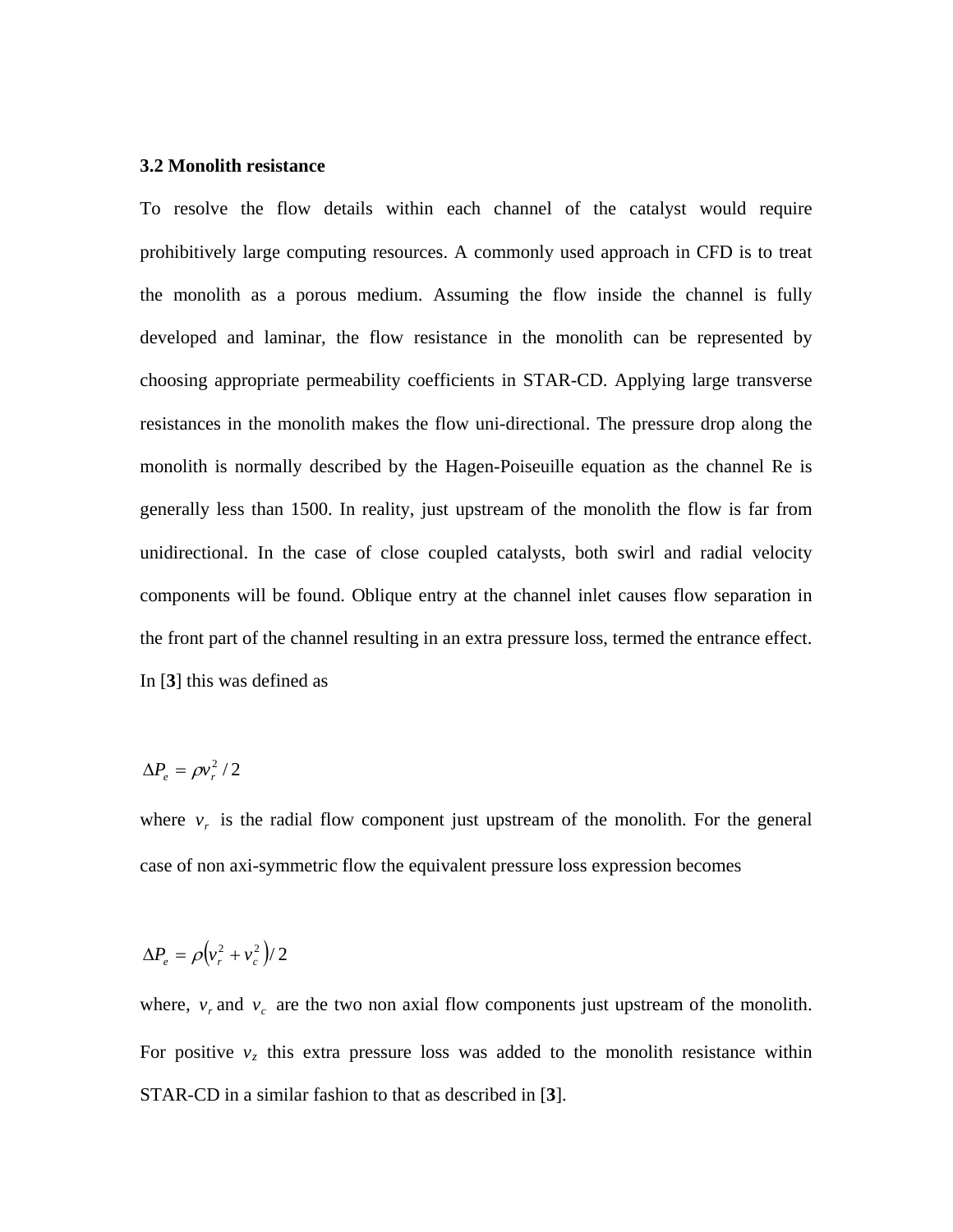### 3.2 Monolith resistance

To resolve the flow details within each channel of the catalyst would require prohibitively large computing resources. A commonly used approach in CFD is to treat the monolith as a porous medium. Assuming the flow inside the channel is fully developed and laminar, the flow resistance in the monolith can be represented by choosing appropriate permeability coefficients in STAR-CD. Applying large transverse resistances in the monolith makes the flow uni-directional. The pressure drop along the monolith is normally described by the Hagen-Poiseuille equation as the channel Re is generally less than 1500. In reality, just upstream of the monolith the flow is far from unidirectional. In the case of close coupled catalysts, both swirl and radial velocity components will be found. Oblique entry at the channel inlet causes flow separation in the front part of the channel resulting in an extra pressure loss, termed the entrance effect. In [**3**] this was defined as

$$\Delta P_e = \rho v_r^2 / 2$$

where $v_r$ is the radial flow component just upstream of the monolith. For the general case of non axi-symmetric flow the equivalent pressure loss expression becomes

$$\Delta P_e = \rho \left( v_r^2 + v_c^2 \right) / 2$$

where, $v_r$ and $v_c$ are the two non axial flow components just upstream of the monolith. For positive $v_z$ this extra pressure loss was added to the monolith resistance within STAR-CD in a similar fashion to that as described in [**3**].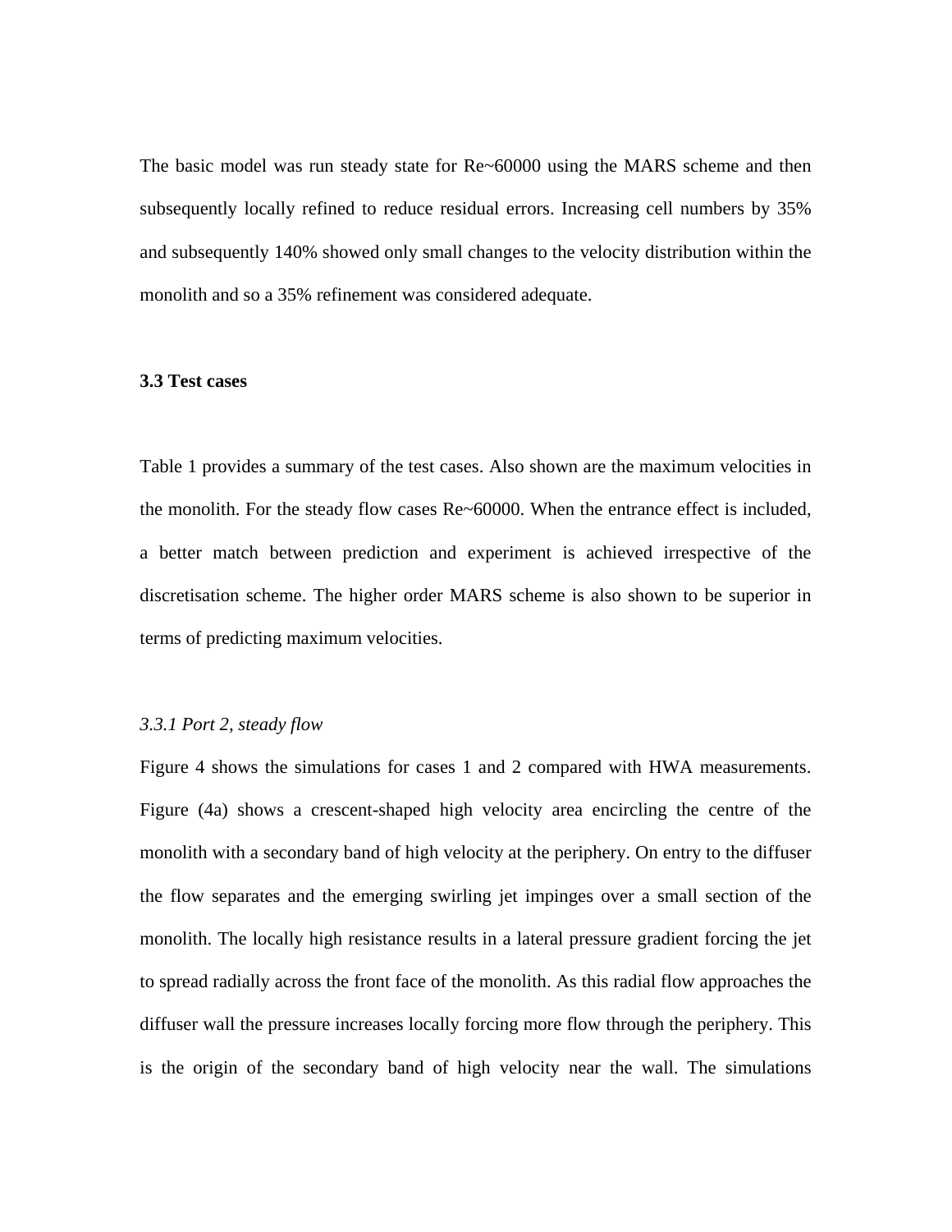The basic model was run steady state for Re~60000 using the MARS scheme and then subsequently locally refined to reduce residual errors. Increasing cell numbers by 35% and subsequently 140% showed only small changes to the velocity distribution within the monolith and so a 35% refinement was considered adequate.

### 3.3 Test cases

Table 1 provides a summary of the test cases. Also shown are the maximum velocities in the monolith. For the steady flow cases Re~60000. When the entrance effect is included, a better match between prediction and experiment is achieved irrespective of the discretisation scheme. The higher order MARS scheme is also shown to be superior in terms of predicting maximum velocities.

#### *3.3.1 Port 2, steady flow*

Figure 4 shows the simulations for cases 1 and 2 compared with HWA measurements. Figure (4a) shows a crescent-shaped high velocity area encircling the centre of the monolith with a secondary band of high velocity at the periphery. On entry to the diffuser the flow separates and the emerging swirling jet impinges over a small section of the monolith. The locally high resistance results in a lateral pressure gradient forcing the jet to spread radially across the front face of the monolith. As this radial flow approaches the diffuser wall the pressure increases locally forcing more flow through the periphery. This is the origin of the secondary band of high velocity near the wall. The simulations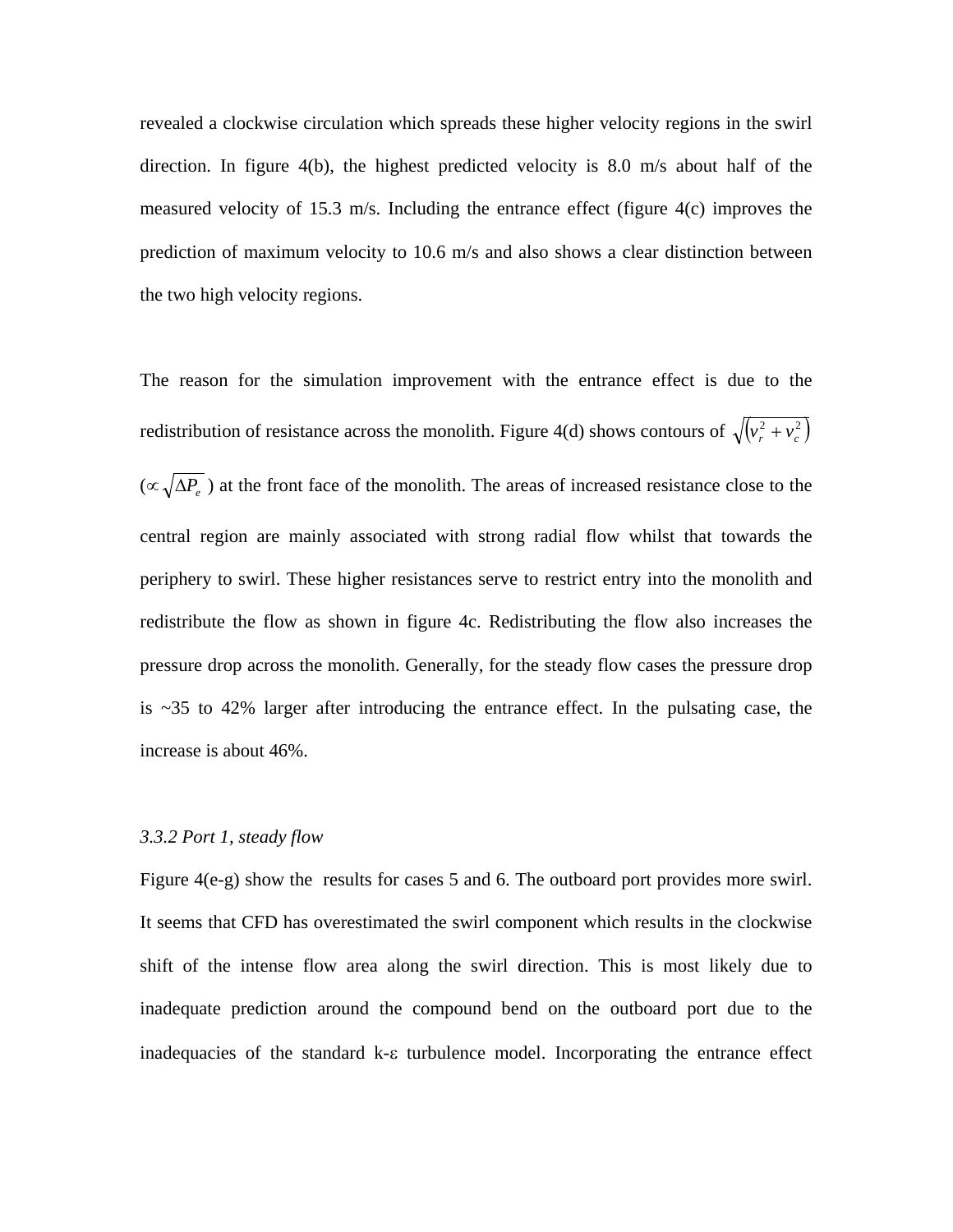revealed a clockwise circulation which spreads these higher velocity regions in the swirl direction. In figure 4(b), the highest predicted velocity is 8.0 m/s about half of the measured velocity of 15.3 m/s. Including the entrance effect (figure 4(c) improves the prediction of maximum velocity to 10.6 m/s and also shows a clear distinction between the two high velocity regions.

The reason for the simulation improvement with the entrance effect is due to the redistribution of resistance across the monolith. Figure 4(d) shows contours of $\sqrt{\left(v_r^2 + v_c^2\right)}$ ($\propto \sqrt{\Delta P_e}$ ) at the front face of the monolith. The areas of increased resistance close to the central region are mainly associated with strong radial flow whilst that towards the periphery to swirl. These higher resistances serve to restrict entry into the monolith and redistribute the flow as shown in figure 4c. Redistributing the flow also increases the pressure drop across the monolith. Generally, for the steady flow cases the pressure drop is ~35 to 42% larger after introducing the entrance effect. In the pulsating case, the increase is about 46%.

*3.3.2 Port 1, steady flow*

Figure 4(e-g) show the results for cases 5 and 6. The outboard port provides more swirl. It seems that CFD has overestimated the swirl component which results in the clockwise shift of the intense flow area along the swirl direction. This is most likely due to inadequate prediction around the compound bend on the outboard port due to the inadequacies of the standard k-ε turbulence model. Incorporating the entrance effect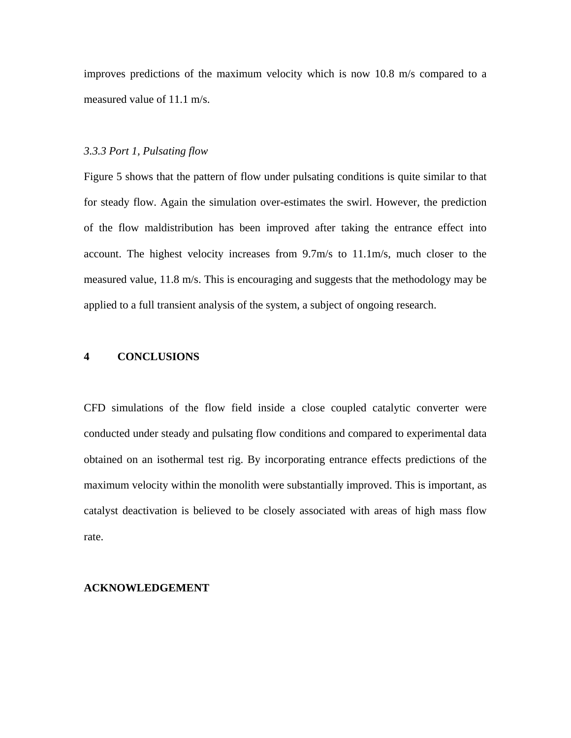improves predictions of the maximum velocity which is now 10.8 m/s compared to a measured value of 11.1 m/s.

### *3.3.3 Port 1, Pulsating flow*

Figure 5 shows that the pattern of flow under pulsating conditions is quite similar to that for steady flow. Again the simulation over-estimates the swirl. However, the prediction of the flow maldistribution has been improved after taking the entrance effect into account. The highest velocity increases from 9.7m/s to 11.1m/s, much closer to the measured value, 11.8 m/s. This is encouraging and suggests that the methodology may be applied to a full transient analysis of the system, a subject of ongoing research.

## 4 CONCLUSIONS

CFD simulations of the flow field inside a close coupled catalytic converter were conducted under steady and pulsating flow conditions and compared to experimental data obtained on an isothermal test rig. By incorporating entrance effects predictions of the maximum velocity within the monolith were substantially improved. This is important, as catalyst deactivation is believed to be closely associated with areas of high mass flow rate.

## ACKNOWLEDGEMENT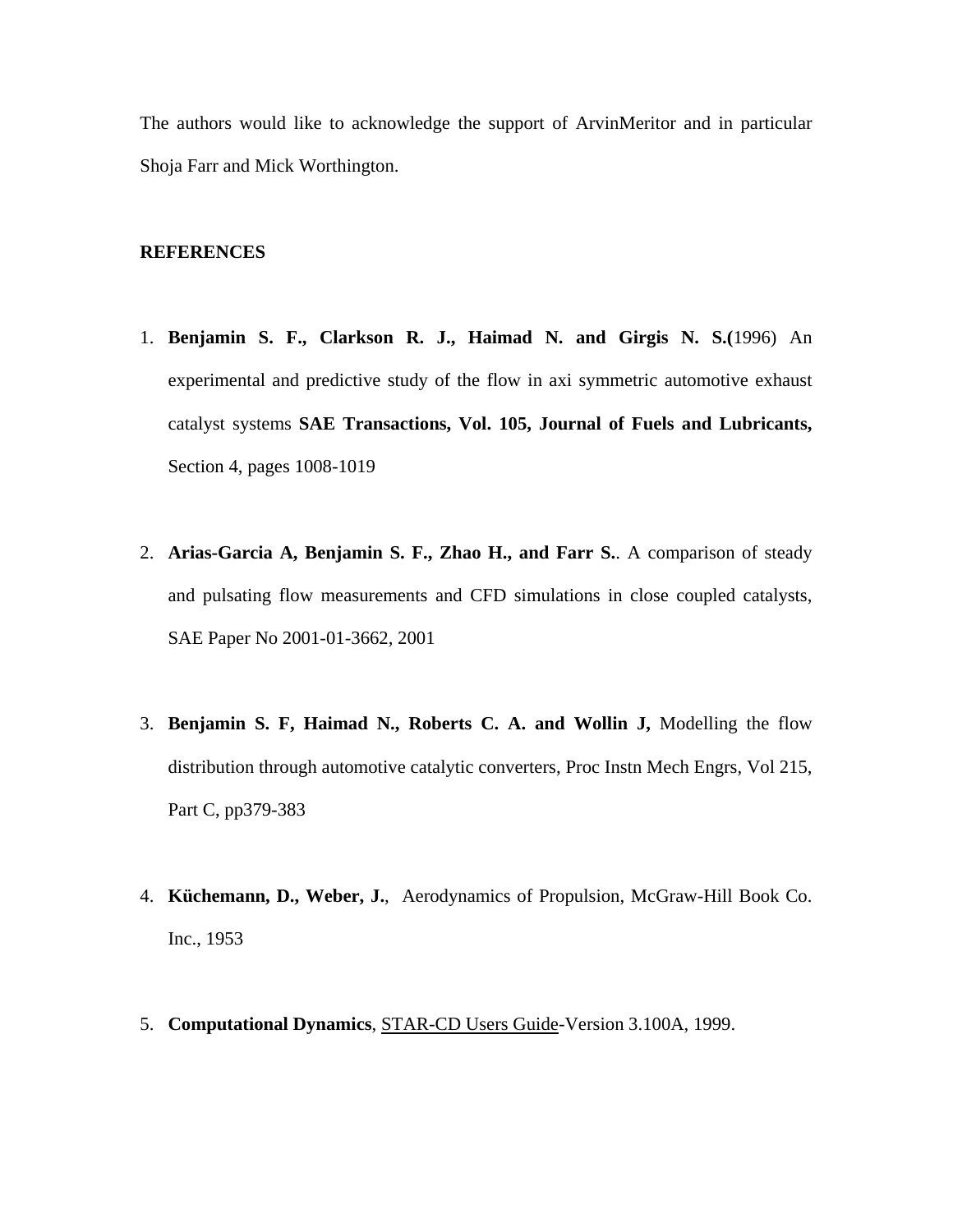The authors would like to acknowledge the support of ArvinMeritor and in particular Shoja Farr and Mick Worthington.

**REFERENCES**

1. **Benjamin S. F., Clarkson R. J., Haimad N. and Girgis N. S.(**1996) An experimental and predictive study of the flow in axi symmetric automotive exhaust catalyst systems **SAE Transactions, Vol. 105, Journal of Fuels and Lubricants,** Section 4, pages 1008-1019

2. **Arias-Garcia A, Benjamin S. F., Zhao H., and Farr S.**. A comparison of steady and pulsating flow measurements and CFD simulations in close coupled catalysts, SAE Paper No 2001-01-3662, 2001

3. **Benjamin S. F, Haimad N., Roberts C. A. and Wollin J,** Modelling the flow distribution through automotive catalytic converters, Proc Instn Mech Engrs, Vol 215, Part C, pp379-383

4. **Küchemann, D., Weber, J.**, Aerodynamics of Propulsion, McGraw-Hill Book Co. Inc., 1953

5. **Computational Dynamics**, STAR-CD Users Guide-Version 3.100A, 1999.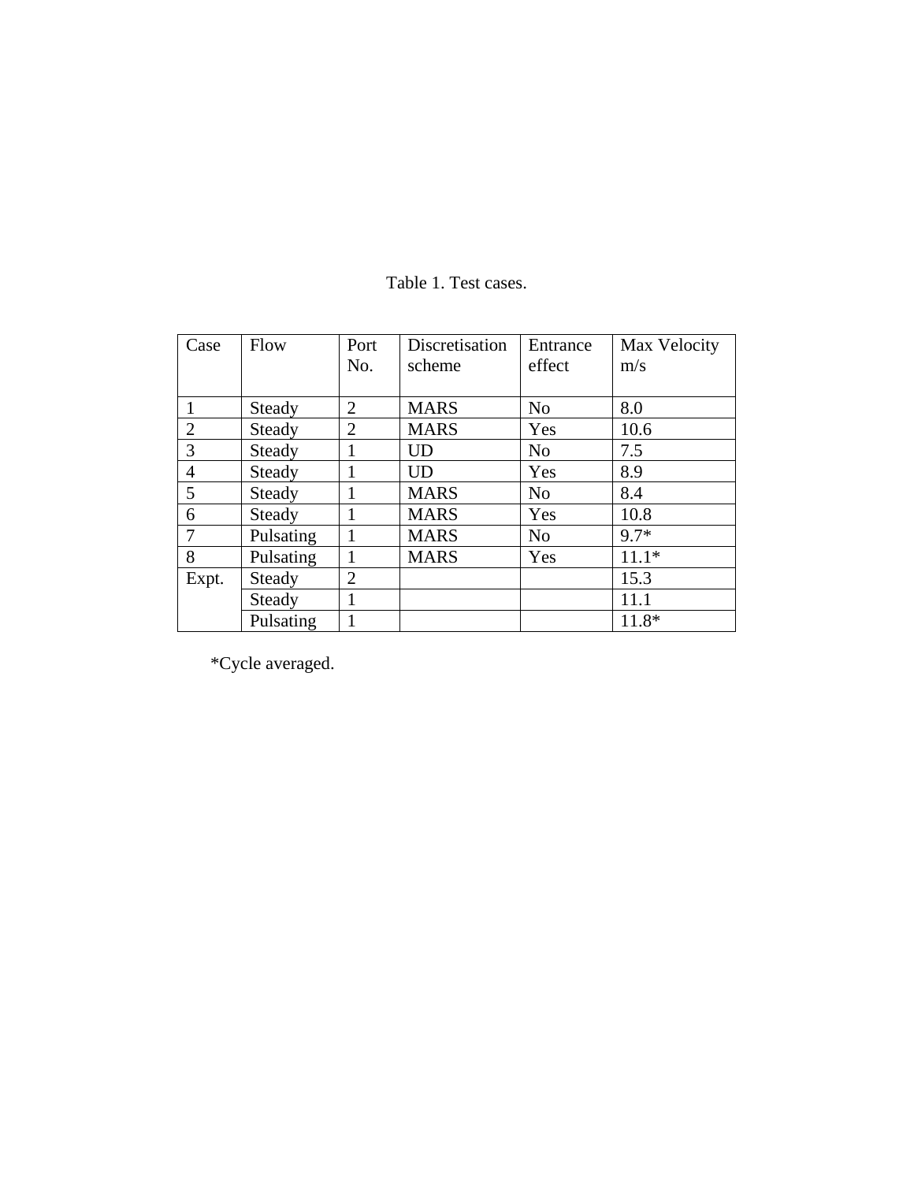Table 1. Test cases.

| Case | Flow | Port No. | Discretisation scheme | Entrance effect | Max Velocity m/s |
|---|---|---|---|---|---|
| 1 | Steady | 2 | MARS | No | 8.0 |
| 2 | Steady | 2 | MARS | Yes | 10.6 |
| 3 | Steady | 1 | UD | No | 7.5 |
| 4 | Steady | 1 | UD | Yes | 8.9 |
| 5 | Steady | 1 | MARS | No | 8.4 |
| 6 | Steady | 1 | MARS | Yes | 10.8 |
| 7 | Pulsating | 1 | MARS | No | 9.7* |
| 8 | Pulsating | 1 | MARS | Yes | 11.1* |
| Expt. | Steady | 2 | | | 15.3 |
| | Steady | 1 | | | 11.1 |
| | Pulsating | 1 | | | 11.8* |

*Cycle averaged.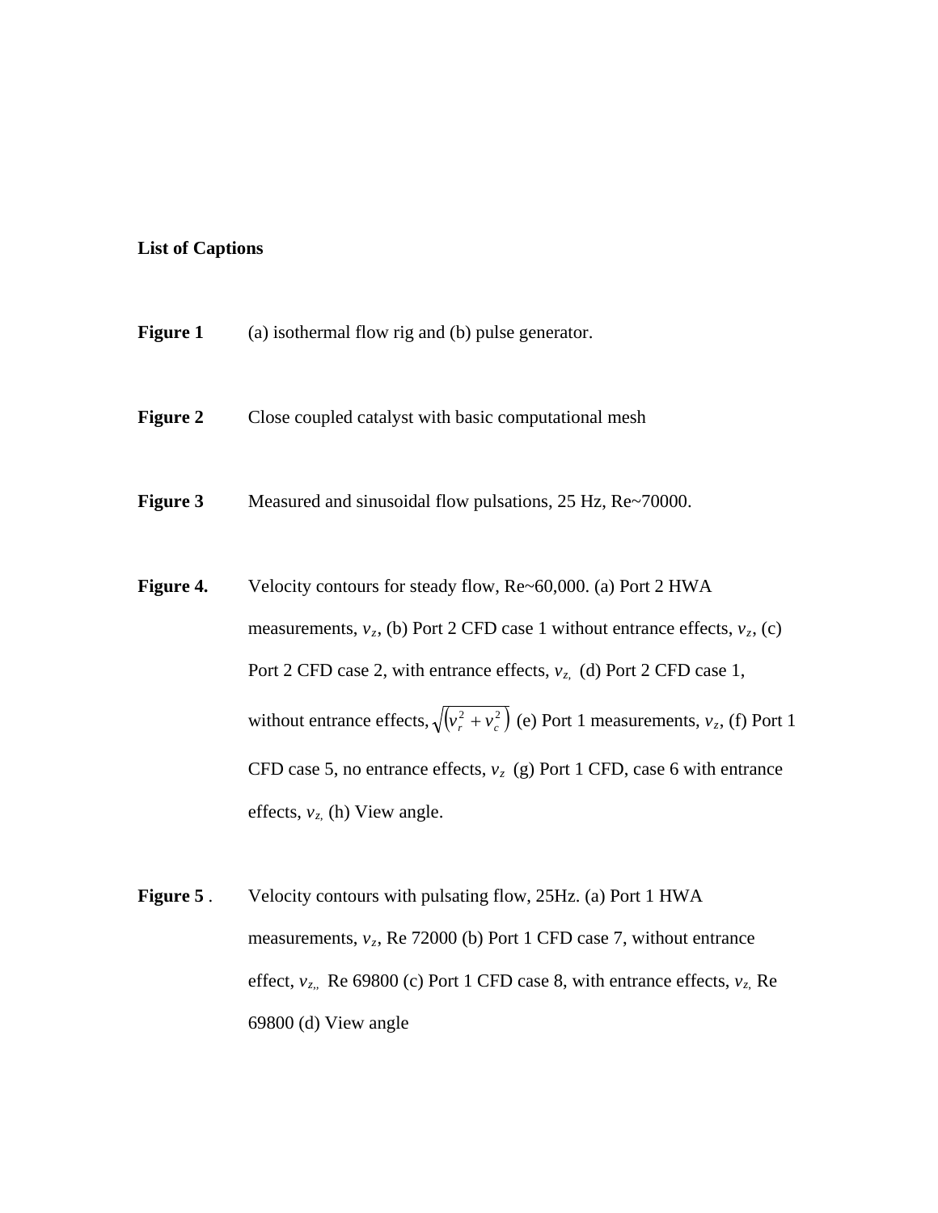**List of Captions**

**Figure 1** (a) isothermal flow rig and (b) pulse generator.

**Figure 2** Close coupled catalyst with basic computational mesh

**Figure 3** Measured and sinusoidal flow pulsations, 25 Hz, Re~70000.

**Figure 4.** Velocity contours for steady flow, Re~60,000. (a) Port 2 HWA measurements, $v_z$, (b) Port 2 CFD case 1 without entrance effects, $v_z$, (c) Port 2 CFD case 2, with entrance effects, $v_z$, (d) Port 2 CFD case 1, without entrance effects, $\sqrt{\left(v_r^2 + v_c^2\right)}$ (e) Port 1 measurements, $v_z$, (f) Port 1 CFD case 5, no entrance effects, $v_z$ (g) Port 1 CFD, case 6 with entrance effects, $v_z$, (h) View angle.

**Figure 5** . Velocity contours with pulsating flow, 25Hz. (a) Port 1 HWA measurements, $v_z$, Re 72000 (b) Port 1 CFD case 7, without entrance effect, $v_z$,, Re 69800 (c) Port 1 CFD case 8, with entrance effects, $v_z$, Re 69800 (d) View angle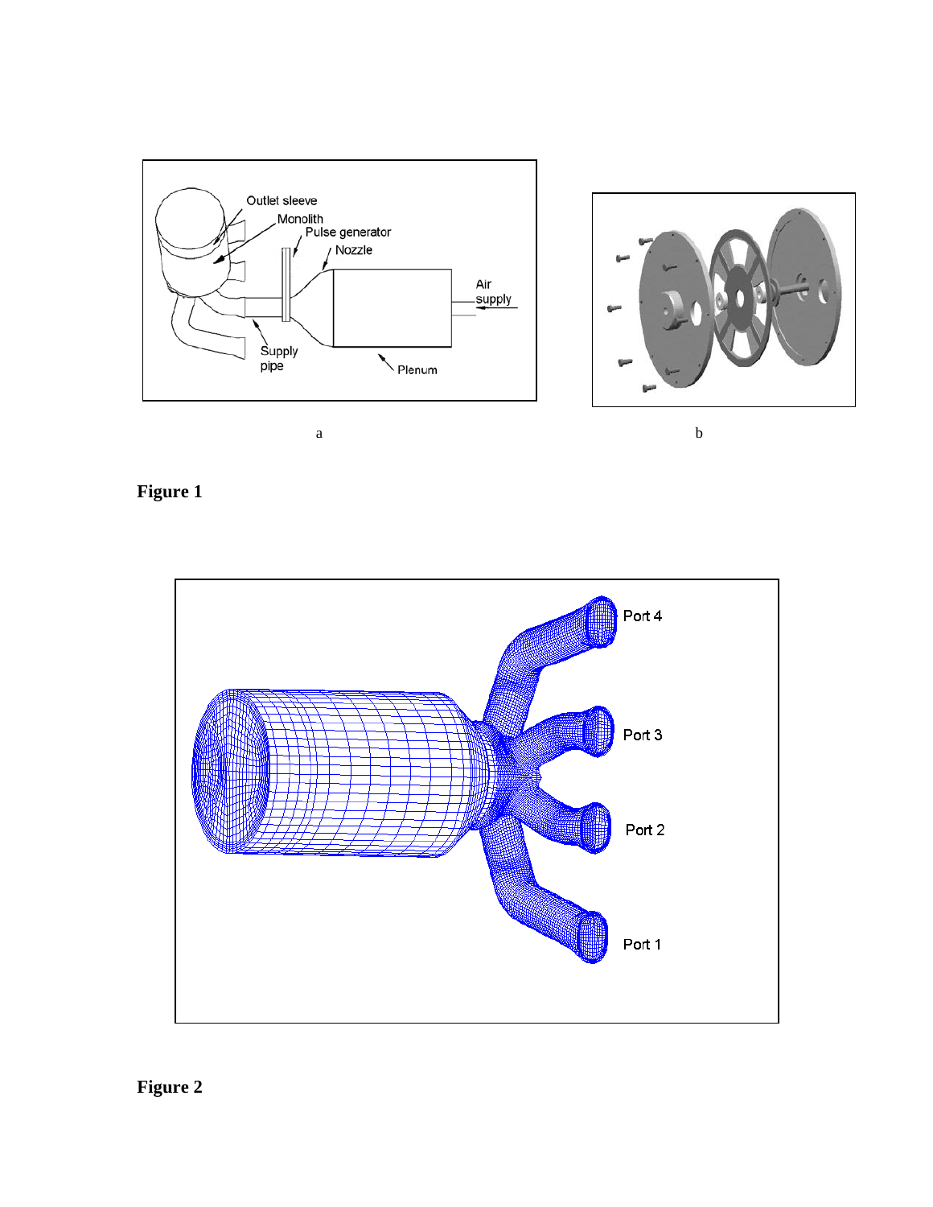a

b

**Figure 1**

**Figure 2**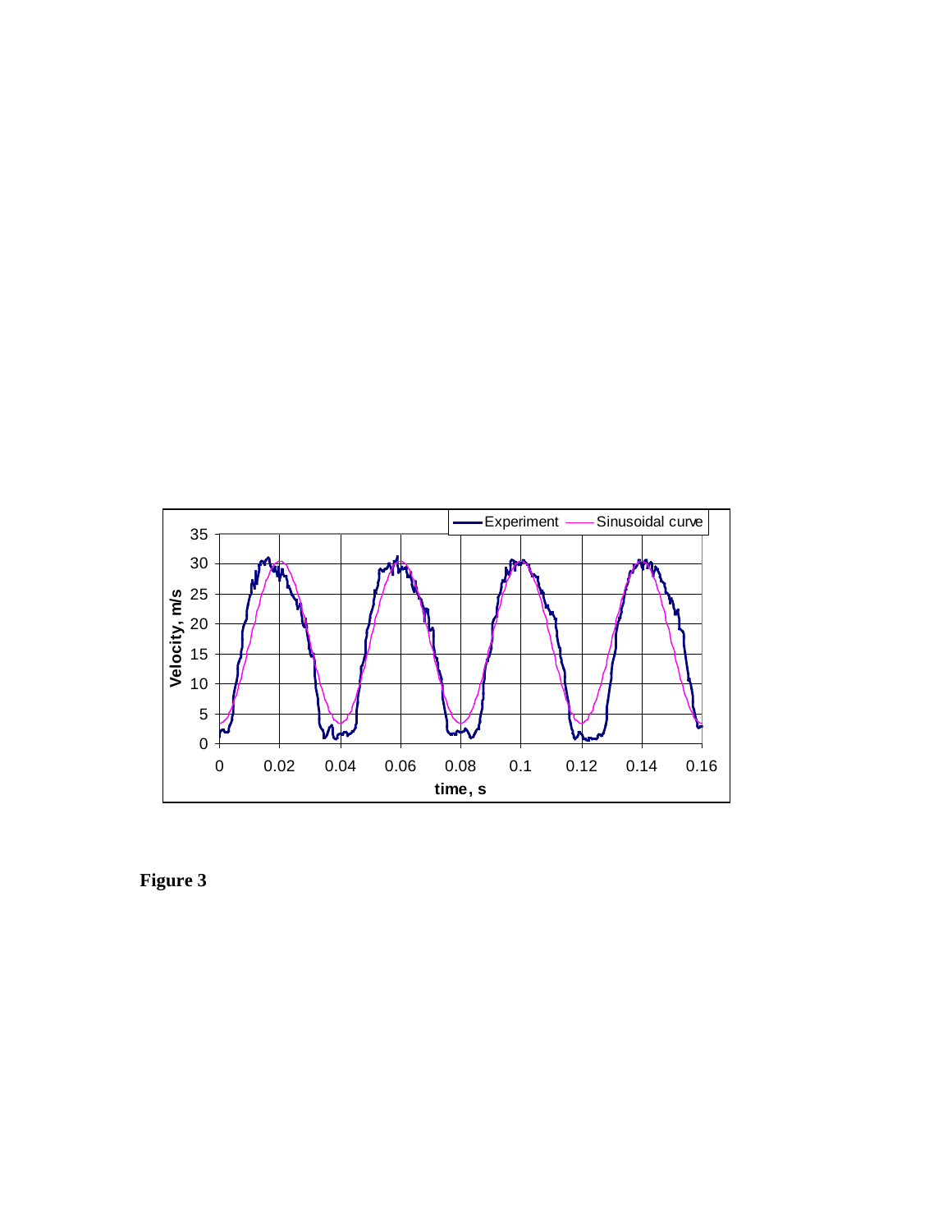**Figure 3**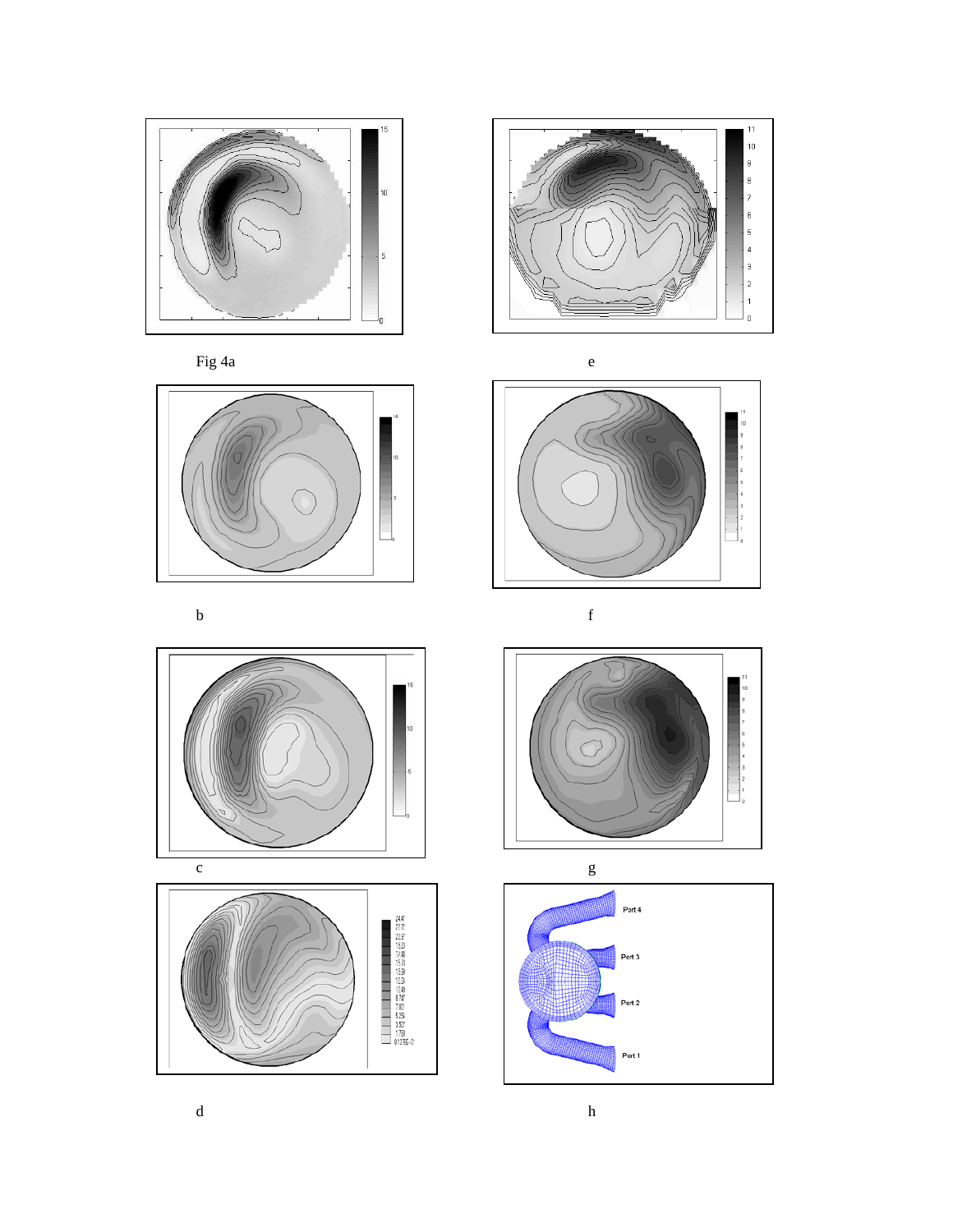Fig 4a

e

b

f

c

g

d

h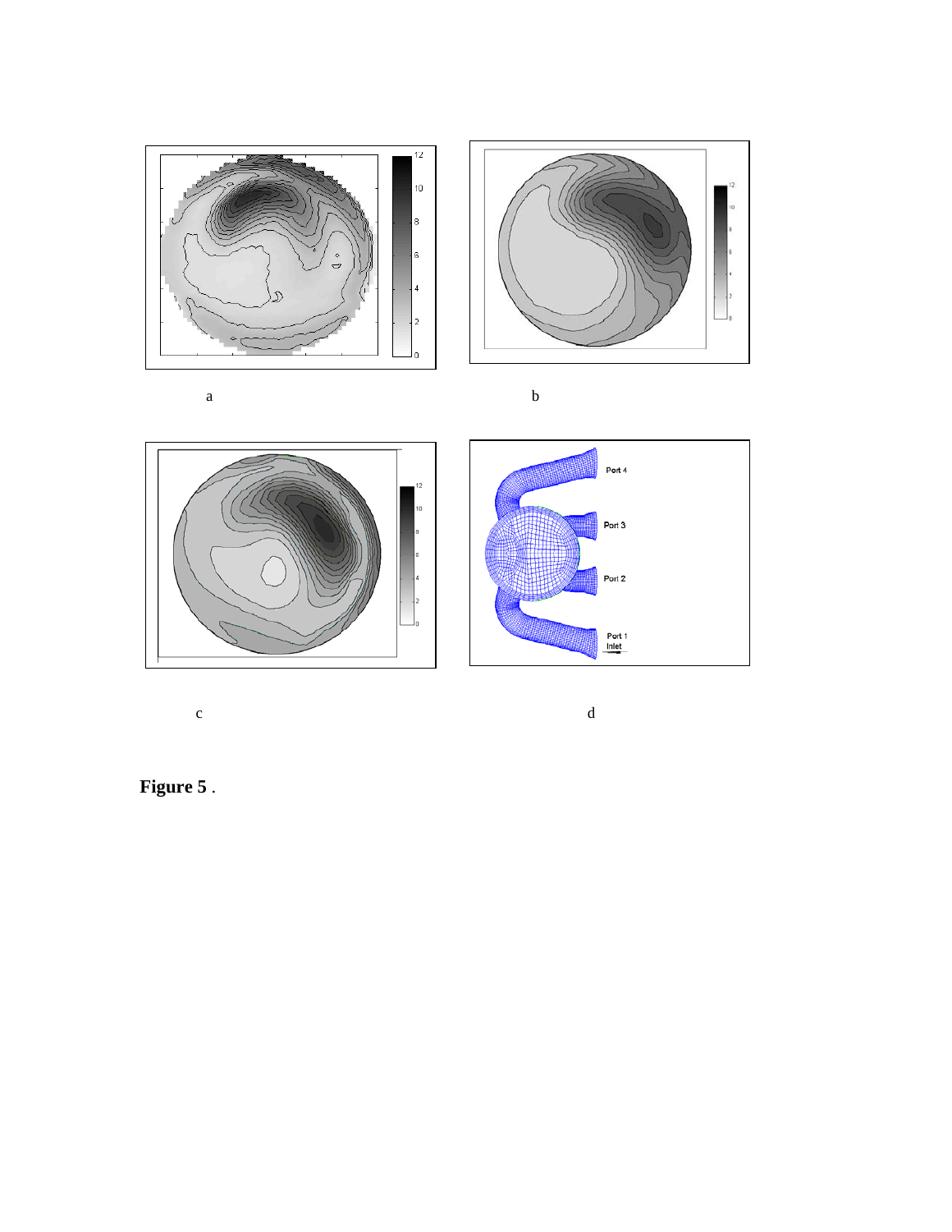12
10
8
6
4
2
0

a

12
10
8
6
4
2
0

b

12
10
8
6
4
2
0

c

Port 4

Port 3

Port 2

Port 1
Inlet

d

**Figure 5** .